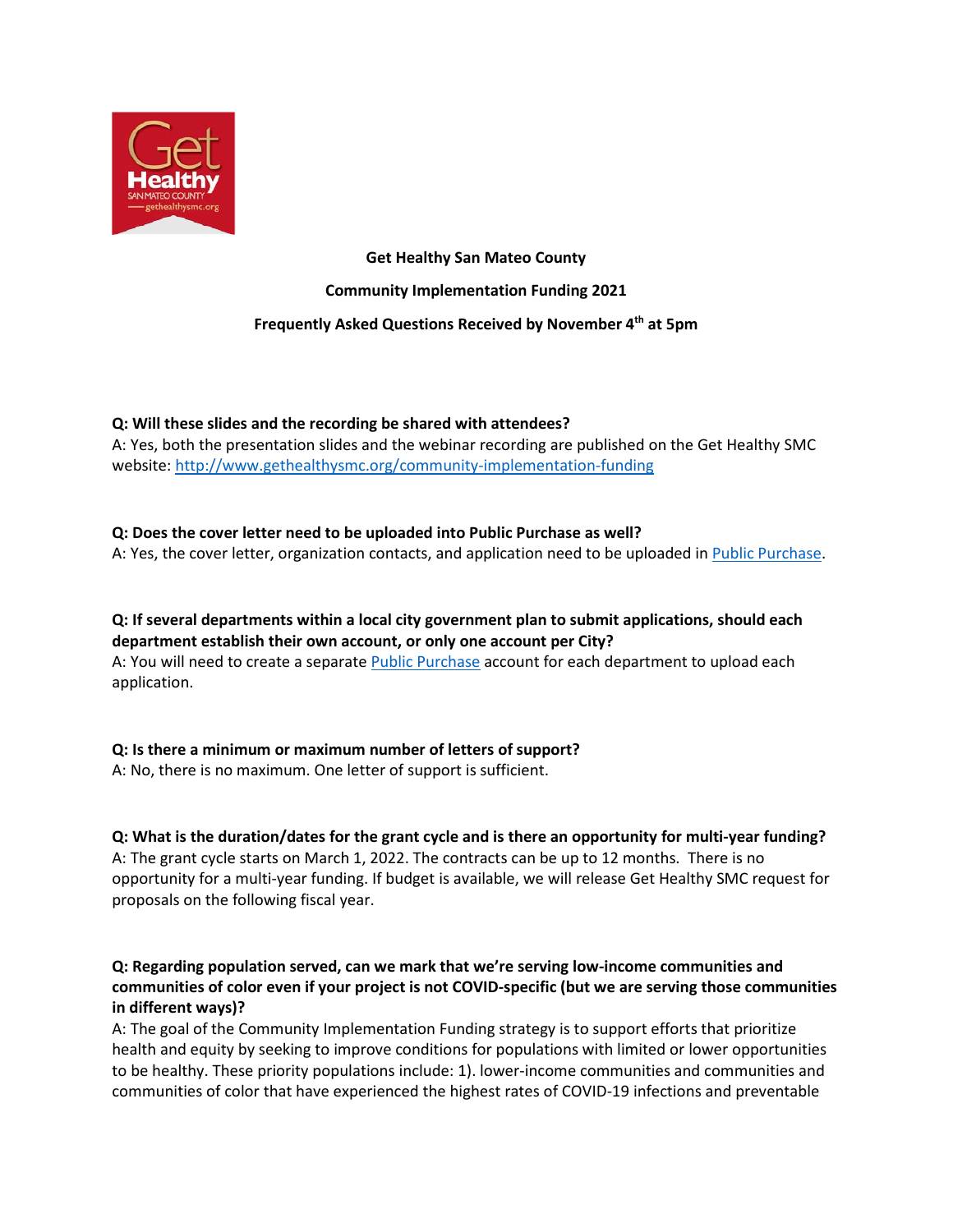**Get Healthy San Mateo County**

**Community Implementation Funding 2021**

**Frequently Asked Questions Received by November 4th at 5pm**

**Q: Will these slides and the recording be shared with attendees?**
A: Yes, both the presentation slides and the webinar recording are published on the Get Healthy SMC website: http://www.gethealthysmc.org/community-implementation-funding

**Q: Does the cover letter need to be uploaded into Public Purchase as well?**
A: Yes, the cover letter, organization contacts, and application need to be uploaded in Public Purchase.

**Q: If several departments within a local city government plan to submit applications, should each department establish their own account, or only one account per City?**
A: You will need to create a separate Public Purchase account for each department to upload each application.

**Q: Is there a minimum or maximum number of letters of support?**
A: No, there is no maximum. One letter of support is sufficient.

**Q: What is the duration/dates for the grant cycle and is there an opportunity for multi-year funding?**
A: The grant cycle starts on March 1, 2022. The contracts can be up to 12 months. There is no opportunity for a multi-year funding. If budget is available, we will release Get Healthy SMC request for proposals on the following fiscal year.

**Q: Regarding population served, can we mark that we're serving low-income communities and communities of color even if your project is not COVID-specific (but we are serving those communities in different ways)?**
A: The goal of the Community Implementation Funding strategy is to support efforts that prioritize health and equity by seeking to improve conditions for populations with limited or lower opportunities to be healthy. These priority populations include: 1). lower-income communities and communities and communities of color that have experienced the highest rates of COVID-19 infections and preventable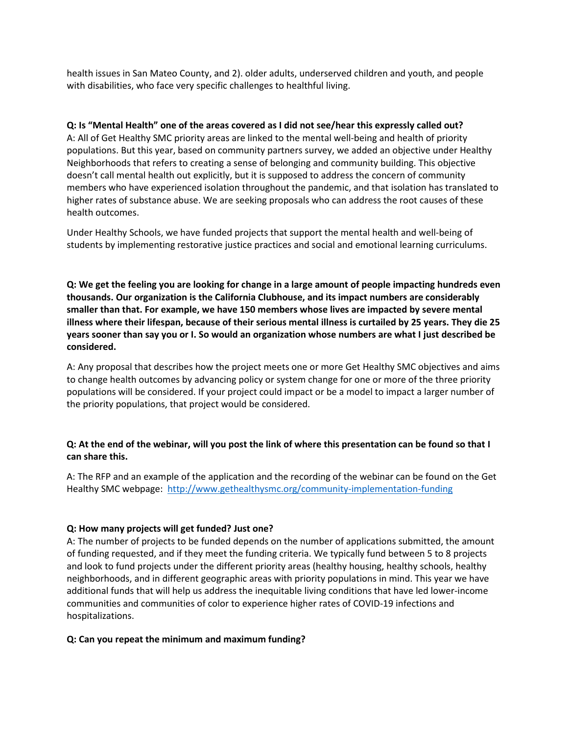health issues in San Mateo County, and 2). older adults, underserved children and youth, and people with disabilities, who face very specific challenges to healthful living.

**Q: Is "Mental Health" one of the areas covered as I did not see/hear this expressly called out?**
A: All of Get Healthy SMC priority areas are linked to the mental well-being and health of priority populations. But this year, based on community partners survey, we added an objective under Healthy Neighborhoods that refers to creating a sense of belonging and community building. This objective doesn't call mental health out explicitly, but it is supposed to address the concern of community members who have experienced isolation throughout the pandemic, and that isolation has translated to higher rates of substance abuse. We are seeking proposals who can address the root causes of these health outcomes.

Under Healthy Schools, we have funded projects that support the mental health and well-being of students by implementing restorative justice practices and social and emotional learning curriculums.

**Q: We get the feeling you are looking for change in a large amount of people impacting hundreds even thousands. Our organization is the California Clubhouse, and its impact numbers are considerably smaller than that. For example, we have 150 members whose lives are impacted by severe mental illness where their lifespan, because of their serious mental illness is curtailed by 25 years. They die 25 years sooner than say you or I. So would an organization whose numbers are what I just described be considered.**

A: Any proposal that describes how the project meets one or more Get Healthy SMC objectives and aims to change health outcomes by advancing policy or system change for one or more of the three priority populations will be considered. If your project could impact or be a model to impact a larger number of the priority populations, that project would be considered.

**Q: At the end of the webinar, will you post the link of where this presentation can be found so that I can share this.**

A: The RFP and an example of the application and the recording of the webinar can be found on the Get Healthy SMC webpage: [http://www.gethealthysmc.org/community-implementation-funding](http://www.gethealthysmc.org/community-implementation-funding)

**Q: How many projects will get funded? Just one?**
A: The number of projects to be funded depends on the number of applications submitted, the amount of funding requested, and if they meet the funding criteria. We typically fund between 5 to 8 projects and look to fund projects under the different priority areas (healthy housing, healthy schools, healthy neighborhoods, and in different geographic areas with priority populations in mind. This year we have additional funds that will help us address the inequitable living conditions that have led lower-income communities and communities of color to experience higher rates of COVID-19 infections and hospitalizations.

**Q: Can you repeat the minimum and maximum funding?**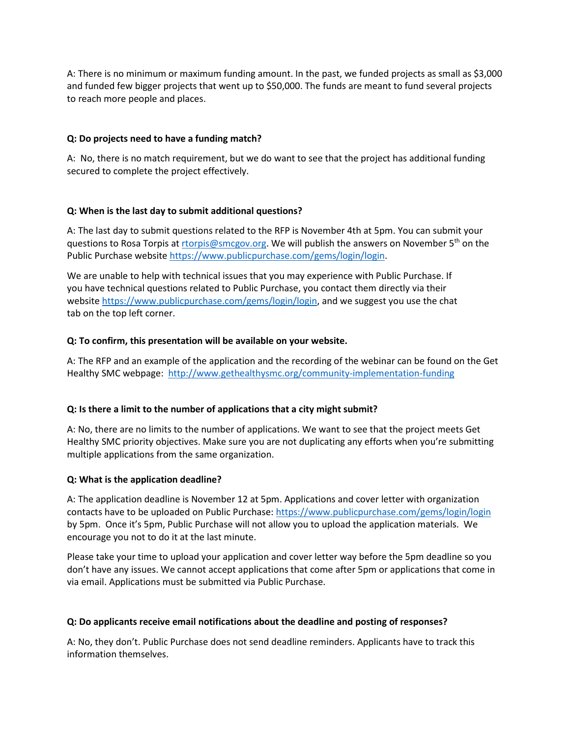A: There is no minimum or maximum funding amount. In the past, we funded projects as small as $3,000 and funded few bigger projects that went up to $50,000. The funds are meant to fund several projects to reach more people and places.

**Q: Do projects need to have a funding match?**

A: No, there is no match requirement, but we do want to see that the project has additional funding secured to complete the project effectively.

**Q: When is the last day to submit additional questions?**

A: The last day to submit questions related to the RFP is November 4th at 5pm. You can submit your questions to Rosa Torpis at rtorpis@smcgov.org. We will publish the answers on November 5th on the Public Purchase website https://www.publicpurchase.com/gems/login/login.

We are unable to help with technical issues that you may experience with Public Purchase. If you have technical questions related to Public Purchase, you contact them directly via their website https://www.publicpurchase.com/gems/login/login, and we suggest you use the chat tab on the top left corner.

**Q: To confirm, this presentation will be available on your website.**

A: The RFP and an example of the application and the recording of the webinar can be found on the Get Healthy SMC webpage: http://www.gethealthysmc.org/community-implementation-funding

**Q: Is there a limit to the number of applications that a city might submit?**

A: No, there are no limits to the number of applications. We want to see that the project meets Get Healthy SMC priority objectives. Make sure you are not duplicating any efforts when you're submitting multiple applications from the same organization.

**Q: What is the application deadline?**

A: The application deadline is November 12 at 5pm. Applications and cover letter with organization contacts have to be uploaded on Public Purchase: https://www.publicpurchase.com/gems/login/login by 5pm. Once it's 5pm, Public Purchase will not allow you to upload the application materials. We encourage you not to do it at the last minute.

Please take your time to upload your application and cover letter way before the 5pm deadline so you don't have any issues. We cannot accept applications that come after 5pm or applications that come in via email. Applications must be submitted via Public Purchase.

**Q: Do applicants receive email notifications about the deadline and posting of responses?**

A: No, they don't. Public Purchase does not send deadline reminders. Applicants have to track this information themselves.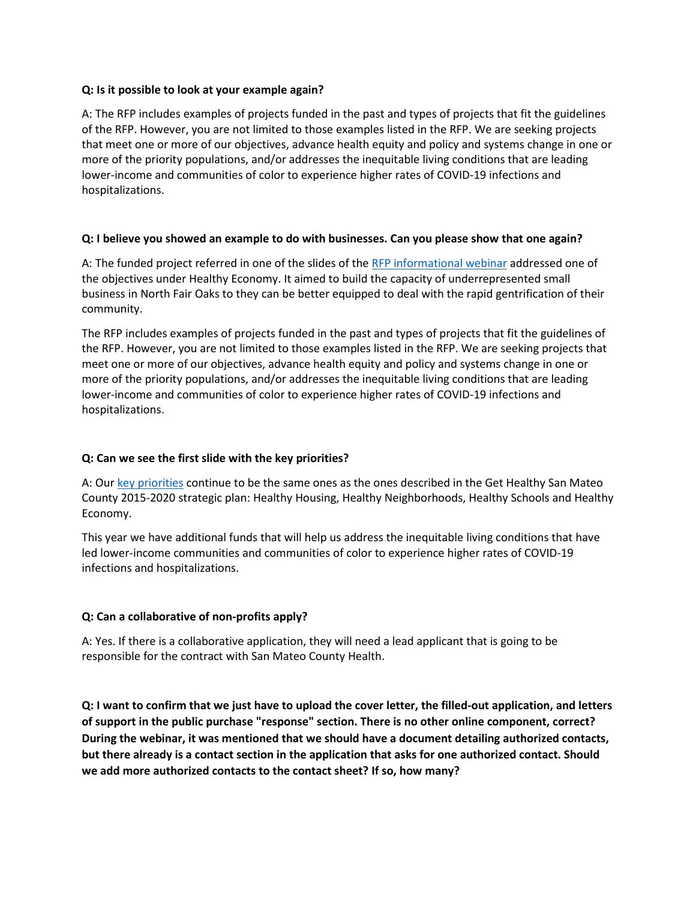**Q: Is it possible to look at your example again?**

A: The RFP includes examples of projects funded in the past and types of projects that fit the guidelines of the RFP. However, you are not limited to those examples listed in the RFP. We are seeking projects that meet one or more of our objectives, advance health equity and policy and systems change in one or more of the priority populations, and/or addresses the inequitable living conditions that are leading lower-income and communities of color to experience higher rates of COVID-19 infections and hospitalizations.

**Q: I believe you showed an example to do with businesses. Can you please show that one again?**

A: The funded project referred in one of the slides of the RFP informational webinar addressed one of the objectives under Healthy Economy. It aimed to build the capacity of underrepresented small business in North Fair Oaks to they can be better equipped to deal with the rapid gentrification of their community.

The RFP includes examples of projects funded in the past and types of projects that fit the guidelines of the RFP. However, you are not limited to those examples listed in the RFP. We are seeking projects that meet one or more of our objectives, advance health equity and policy and systems change in one or more of the priority populations, and/or addresses the inequitable living conditions that are leading lower-income and communities of color to experience higher rates of COVID-19 infections and hospitalizations.

**Q: Can we see the first slide with the key priorities?**

A: Our key priorities continue to be the same ones as the ones described in the Get Healthy San Mateo County 2015-2020 strategic plan: Healthy Housing, Healthy Neighborhoods, Healthy Schools and Healthy Economy.

This year we have additional funds that will help us address the inequitable living conditions that have led lower-income communities and communities of color to experience higher rates of COVID-19 infections and hospitalizations.

**Q: Can a collaborative of non-profits apply?**

A: Yes. If there is a collaborative application, they will need a lead applicant that is going to be responsible for the contract with San Mateo County Health.

**Q: I want to confirm that we just have to upload the cover letter, the filled-out application, and letters of support in the public purchase "response" section. There is no other online component, correct? During the webinar, it was mentioned that we should have a document detailing authorized contacts, but there already is a contact section in the application that asks for one authorized contact. Should we add more authorized contacts to the contact sheet? If so, how many?**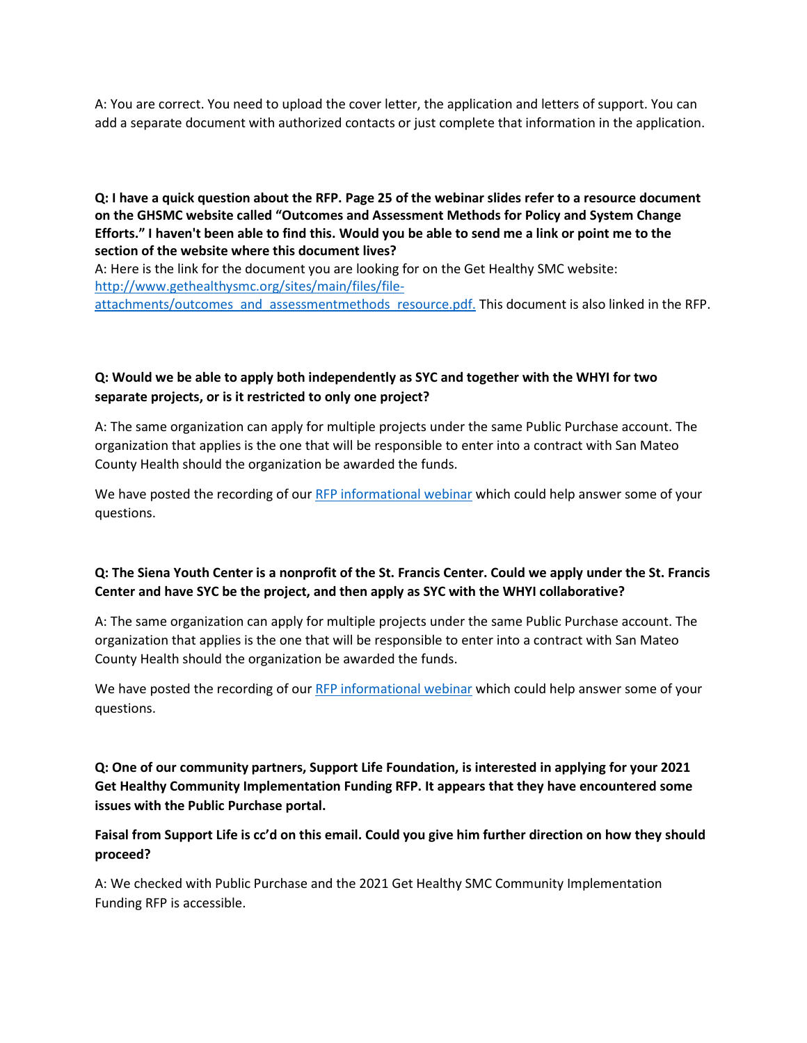A: You are correct. You need to upload the cover letter, the application and letters of support. You can add a separate document with authorized contacts or just complete that information in the application.

**Q: I have a quick question about the RFP. Page 25 of the webinar slides refer to a resource document on the GHSMC website called "Outcomes and Assessment Methods for Policy and System Change Efforts." I haven't been able to find this. Would you be able to send me a link or point me to the section of the website where this document lives?**

A: Here is the link for the document you are looking for on the Get Healthy SMC website: [http://www.gethealthysmc.org/sites/main/files/file-attachments/outcomes_and_assessmentmethods_resource.pdf.](http://www.gethealthysmc.org/sites/main/files/file-attachments/outcomes_and_assessmentmethods_resource.pdf) This document is also linked in the RFP.

**Q: Would we be able to apply both independently as SYC and together with the WHYI for two separate projects, or is it restricted to only one project?**

A: The same organization can apply for multiple projects under the same Public Purchase account. The organization that applies is the one that will be responsible to enter into a contract with San Mateo County Health should the organization be awarded the funds.

We have posted the recording of our RFP informational webinar which could help answer some of your questions.

**Q: The Siena Youth Center is a nonprofit of the St. Francis Center. Could we apply under the St. Francis Center and have SYC be the project, and then apply as SYC with the WHYI collaborative?**

A: The same organization can apply for multiple projects under the same Public Purchase account. The organization that applies is the one that will be responsible to enter into a contract with San Mateo County Health should the organization be awarded the funds.

We have posted the recording of our RFP informational webinar which could help answer some of your questions.

**Q: One of our community partners, Support Life Foundation, is interested in applying for your 2021 Get Healthy Community Implementation Funding RFP. It appears that they have encountered some issues with the Public Purchase portal.**

**Faisal from Support Life is cc'd on this email. Could you give him further direction on how they should proceed?**

A: We checked with Public Purchase and the 2021 Get Healthy SMC Community Implementation Funding RFP is accessible.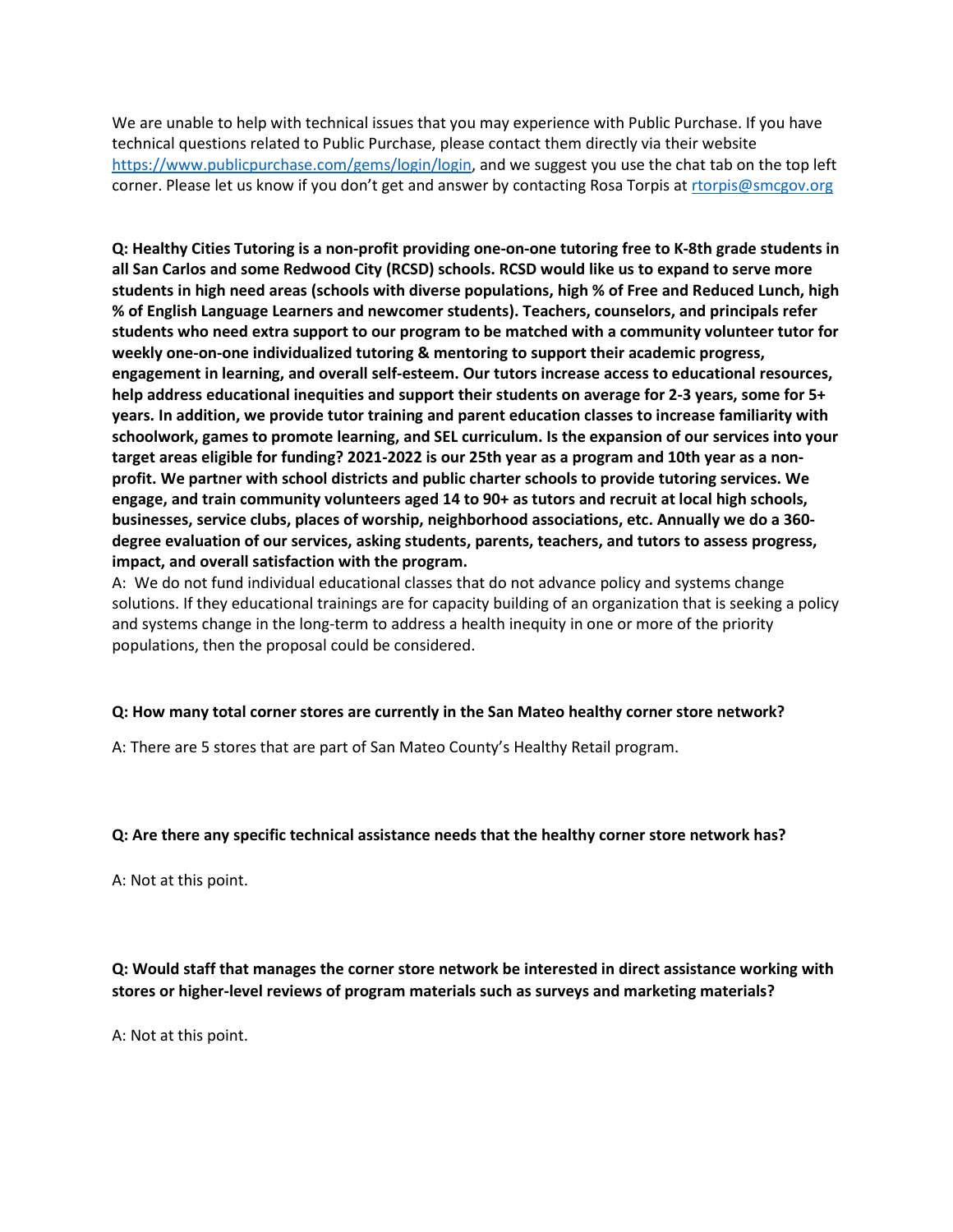We are unable to help with technical issues that you may experience with Public Purchase. If you have technical questions related to Public Purchase, please contact them directly via their website [https://www.publicpurchase.com/gems/login/login](https://www.publicpurchase.com/gems/login/login), and we suggest you use the chat tab on the top left corner. Please let us know if you don't get and answer by contacting Rosa Torpis at [rtorpis@smcgov.org](mailto:rtorpis@smcgov.org)

**Q: Healthy Cities Tutoring is a non-profit providing one-on-one tutoring free to K-8th grade students in all San Carlos and some Redwood City (RCSD) schools. RCSD would like us to expand to serve more students in high need areas (schools with diverse populations, high % of Free and Reduced Lunch, high % of English Language Learners and newcomer students). Teachers, counselors, and principals refer students who need extra support to our program to be matched with a community volunteer tutor for weekly one-on-one individualized tutoring & mentoring to support their academic progress, engagement in learning, and overall self-esteem. Our tutors increase access to educational resources, help address educational inequities and support their students on average for 2-3 years, some for 5+ years. In addition, we provide tutor training and parent education classes to increase familiarity with schoolwork, games to promote learning, and SEL curriculum. Is the expansion of our services into your target areas eligible for funding? 2021-2022 is our 25th year as a program and 10th year as a non-profit. We partner with school districts and public charter schools to provide tutoring services. We engage, and train community volunteers aged 14 to 90+ as tutors and recruit at local high schools, businesses, service clubs, places of worship, neighborhood associations, etc. Annually we do a 360-degree evaluation of our services, asking students, parents, teachers, and tutors to assess progress, impact, and overall satisfaction with the program.**

A: We do not fund individual educational classes that do not advance policy and systems change solutions. If they educational trainings are for capacity building of an organization that is seeking a policy and systems change in the long-term to address a health inequity in one or more of the priority populations, then the proposal could be considered.

**Q: How many total corner stores are currently in the San Mateo healthy corner store network?**

A: There are 5 stores that are part of San Mateo County's Healthy Retail program.

**Q: Are there any specific technical assistance needs that the healthy corner store network has?**

A: Not at this point.

**Q: Would staff that manages the corner store network be interested in direct assistance working with stores or higher-level reviews of program materials such as surveys and marketing materials?**

A: Not at this point.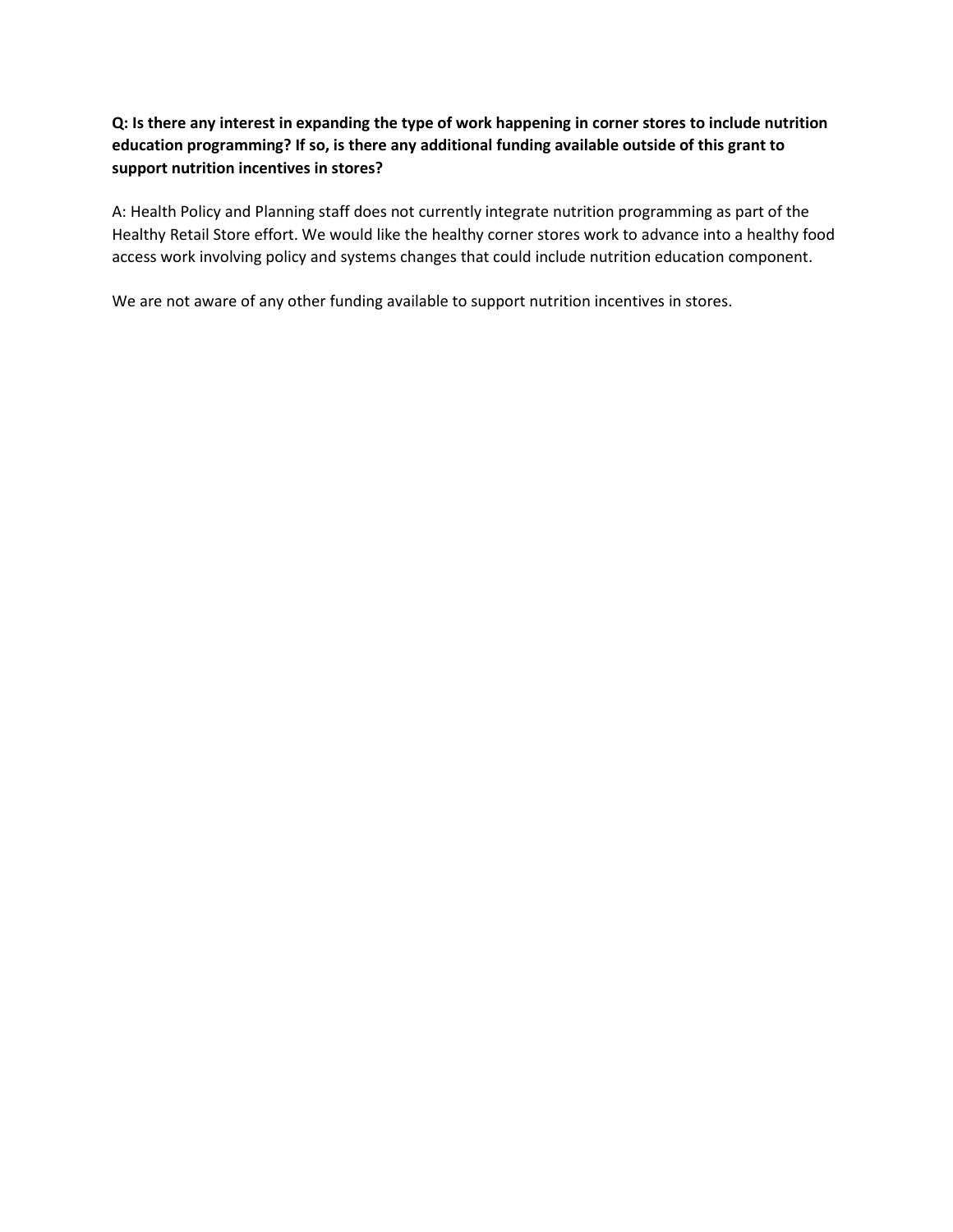**Q: Is there any interest in expanding the type of work happening in corner stores to include nutrition education programming? If so, is there any additional funding available outside of this grant to support nutrition incentives in stores?**

A: Health Policy and Planning staff does not currently integrate nutrition programming as part of the Healthy Retail Store effort. We would like the healthy corner stores work to advance into a healthy food access work involving policy and systems changes that could include nutrition education component.

We are not aware of any other funding available to support nutrition incentives in stores.